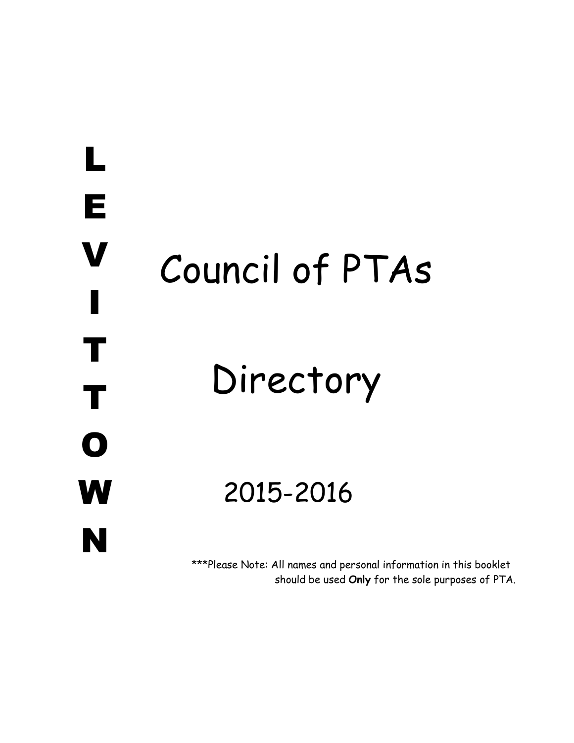**L E V I T T O W N**

# Council of PTAs

# Directory

## 2015-2016

***Please Note: All names and personal information in this booklet should be used **Only** for the sole purposes of PTA.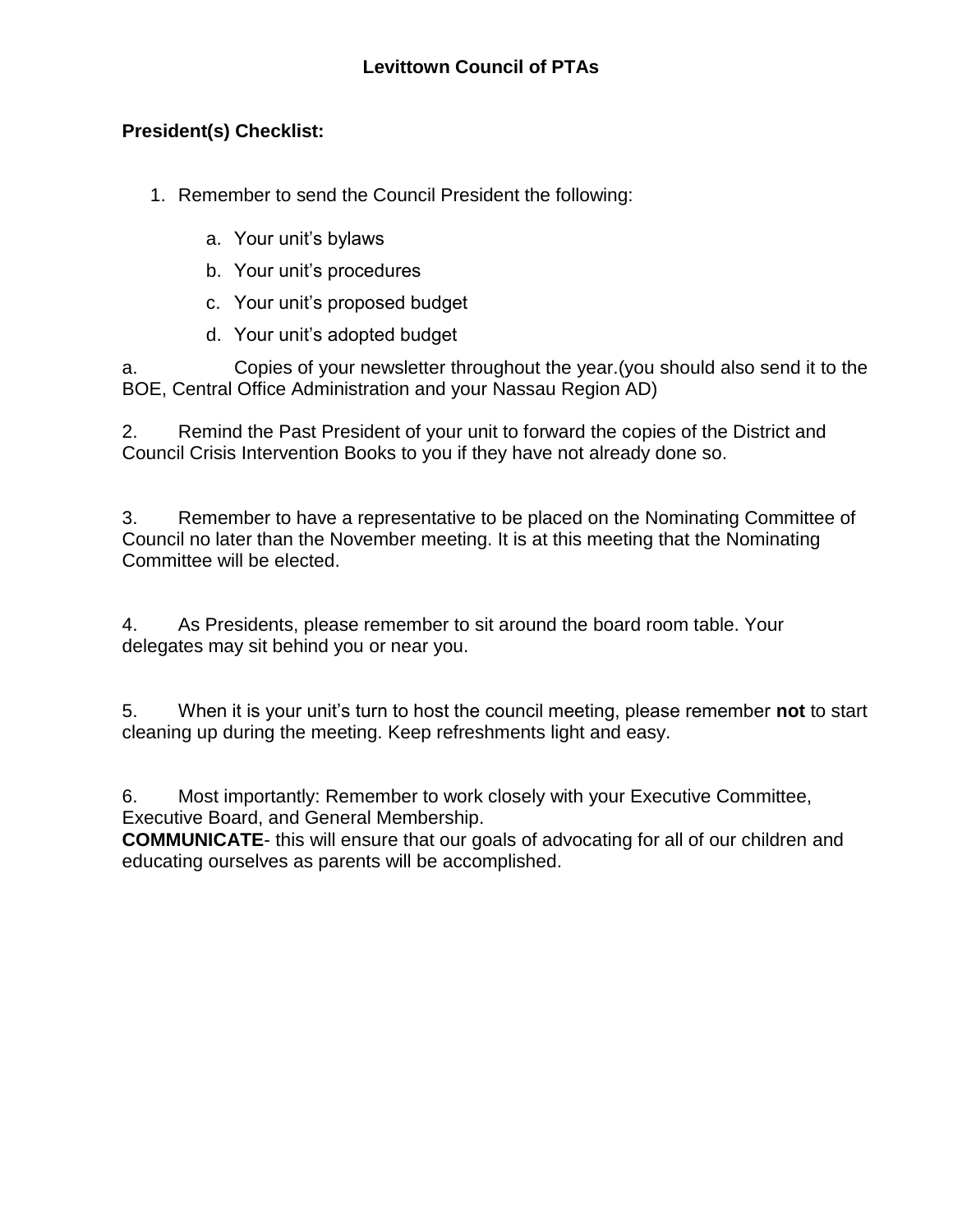# Levittown Council of PTAs

**President(s) Checklist:**

1. Remember to send the Council President the following:

    a. Your unit's bylaws

    b. Your unit's procedures

    c. Your unit's proposed budget

    d. Your unit's adopted budget

a. Copies of your newsletter throughout the year.(you should also send it to the BOE, Central Office Administration and your Nassau Region AD)

2. Remind the Past President of your unit to forward the copies of the District and Council Crisis Intervention Books to you if they have not already done so.

3. Remember to have a representative to be placed on the Nominating Committee of Council no later than the November meeting. It is at this meeting that the Nominating Committee will be elected.

4. As Presidents, please remember to sit around the board room table. Your delegates may sit behind you or near you.

5. When it is your unit's turn to host the council meeting, please remember **not** to start cleaning up during the meeting. Keep refreshments light and easy.

6. Most importantly: Remember to work closely with your Executive Committee, Executive Board, and General Membership.

**COMMUNICATE**- this will ensure that our goals of advocating for all of our children and educating ourselves as parents will be accomplished.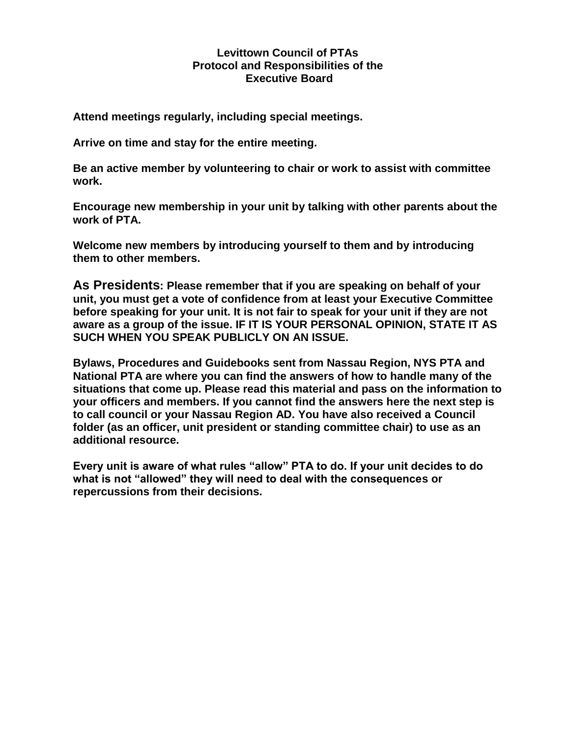# Levittown Council of PTAs
## Protocol and Responsibilities of the Executive Board

**Attend meetings regularly, including special meetings.**

**Arrive on time and stay for the entire meeting.**

**Be an active member by volunteering to chair or work to assist with committee work.**

**Encourage new membership in your unit by talking with other parents about the work of PTA.**

**Welcome new members by introducing yourself to them and by introducing them to other members.**

**As Presidents: Please remember that if you are speaking on behalf of your unit, you must get a vote of confidence from at least your Executive Committee before speaking for your unit. It is not fair to speak for your unit if they are not aware as a group of the issue. IF IT IS YOUR PERSONAL OPINION, STATE IT AS SUCH WHEN YOU SPEAK PUBLICLY ON AN ISSUE.**

**Bylaws, Procedures and Guidebooks sent from Nassau Region, NYS PTA and National PTA are where you can find the answers of how to handle many of the situations that come up. Please read this material and pass on the information to your officers and members. If you cannot find the answers here the next step is to call council or your Nassau Region AD. You have also received a Council folder (as an officer, unit president or standing committee chair) to use as an additional resource.**

**Every unit is aware of what rules "allow" PTA to do. If your unit decides to do what is not "allowed" they will need to deal with the consequences or repercussions from their decisions.**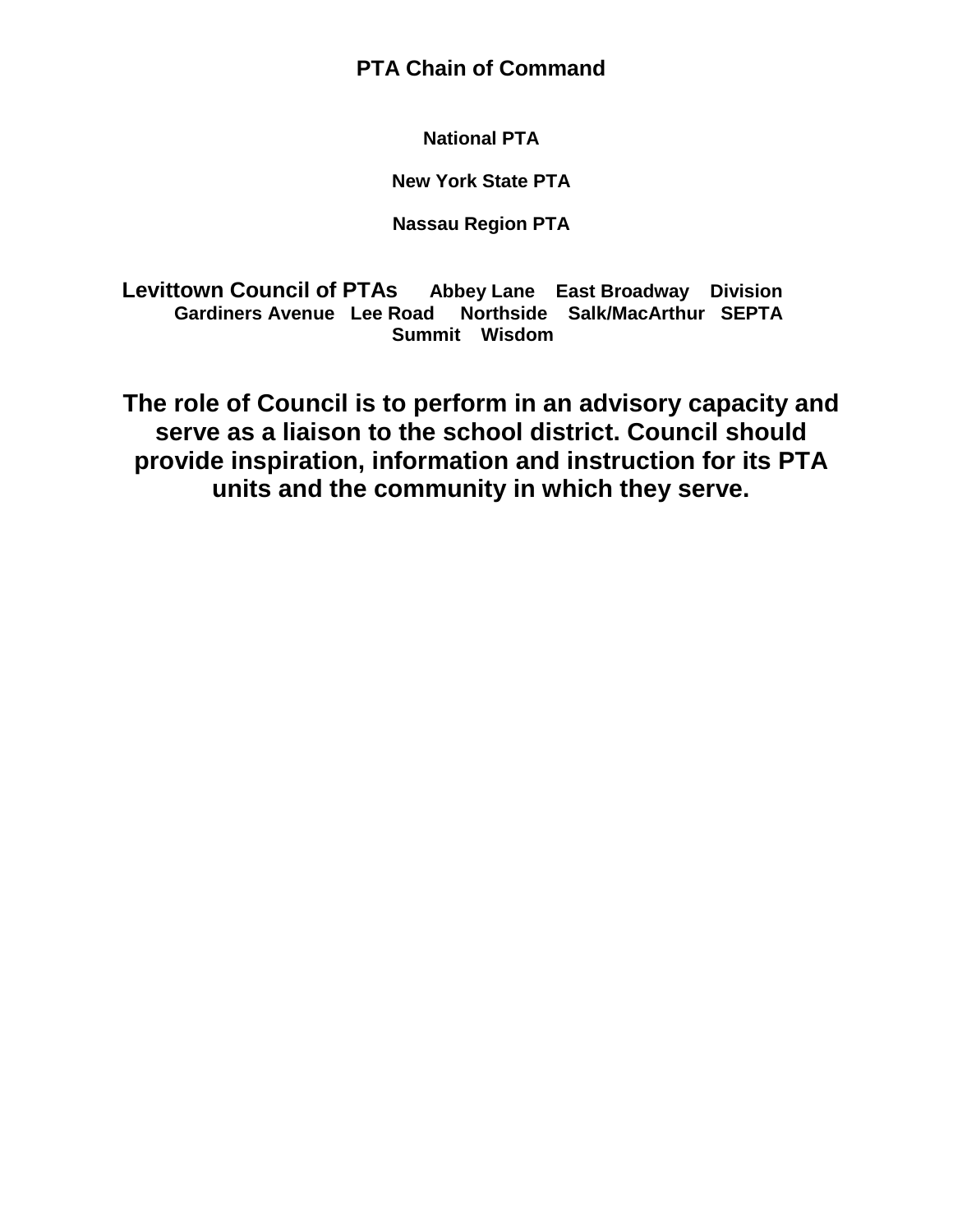# PTA Chain of Command

**National PTA**

**New York State PTA**

**Nassau Region PTA**

**Levittown Council of PTAs** **Abbey Lane East Broadway Division Gardiners Avenue Lee Road Northside Salk/MacArthur SEPTA Summit Wisdom**

**The role of Council is to perform in an advisory capacity and serve as a liaison to the school district. Council should provide inspiration, information and instruction for its PTA units and the community in which they serve.**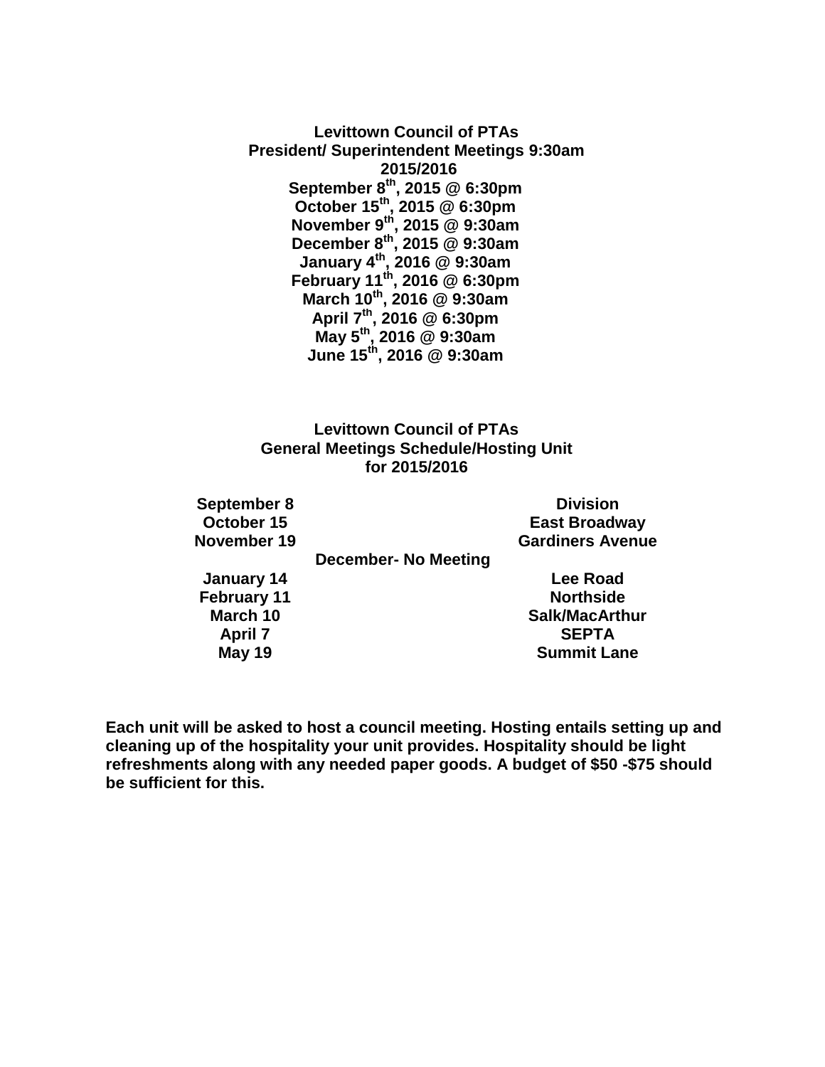**Levittown Council of PTAs**
**President/ Superintendent Meetings 9:30am**
**2015/2016**

**September 8th, 2015 @ 6:30pm**
**October 15th, 2015 @ 6:30pm**
**November 9th, 2015 @ 9:30am**
**December 8th, 2015 @ 9:30am**
**January 4th, 2016 @ 9:30am**
**February 11th, 2016 @ 6:30pm**
**March 10th, 2016 @ 9:30am**
**April 7th, 2016 @ 6:30pm**
**May 5th, 2016 @ 9:30am**
**June 15th, 2016 @ 9:30am**

**Levittown Council of PTAs**
**General Meetings Schedule/Hosting Unit**
**for 2015/2016**

| Date | Hosting Unit |
|---|---|
| September 8 | Division |
| October 15 | East Broadway |
| November 19 | Gardiners Avenue |
| December- No Meeting | |
| January 14 | Lee Road |
| February 11 | Northside |
| March 10 | Salk/MacArthur |
| April 7 | SEPTA |
| May 19 | Summit Lane |

**Each unit will be asked to host a council meeting. Hosting entails setting up and cleaning up of the hospitality your unit provides. Hospitality should be light refreshments along with any needed paper goods. A budget of $50 -$75 should be sufficient for this.**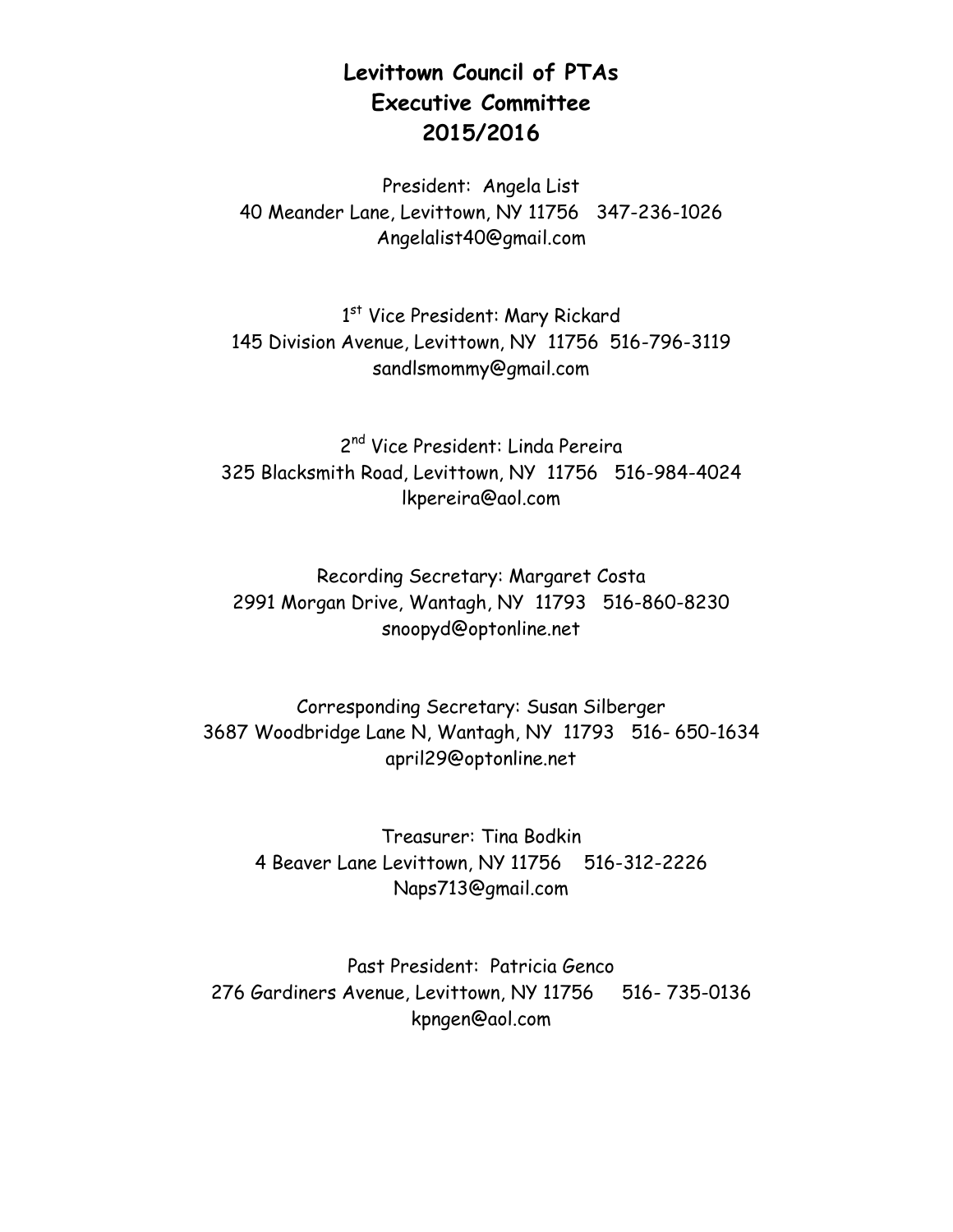# Levittown Council of PTAs
## Executive Committee
## 2015/2016

President: Angela List
40 Meander Lane, Levittown, NY 11756 347-236-1026
Angelalist40@gmail.com

1st Vice President: Mary Rickard
145 Division Avenue, Levittown, NY 11756 516-796-3119
sandlsmommy@gmail.com

2nd Vice President: Linda Pereira
325 Blacksmith Road, Levittown, NY 11756 516-984-4024
lkpereira@aol.com

Recording Secretary: Margaret Costa
2991 Morgan Drive, Wantagh, NY 11793 516-860-8230
snoopyd@optonline.net

Corresponding Secretary: Susan Silberger
3687 Woodbridge Lane N, Wantagh, NY 11793 516- 650-1634
april29@optonline.net

Treasurer: Tina Bodkin
4 Beaver Lane Levittown, NY 11756 516-312-2226
Naps713@gmail.com

Past President: Patricia Genco
276 Gardiners Avenue, Levittown, NY 11756 516- 735-0136
kpngen@aol.com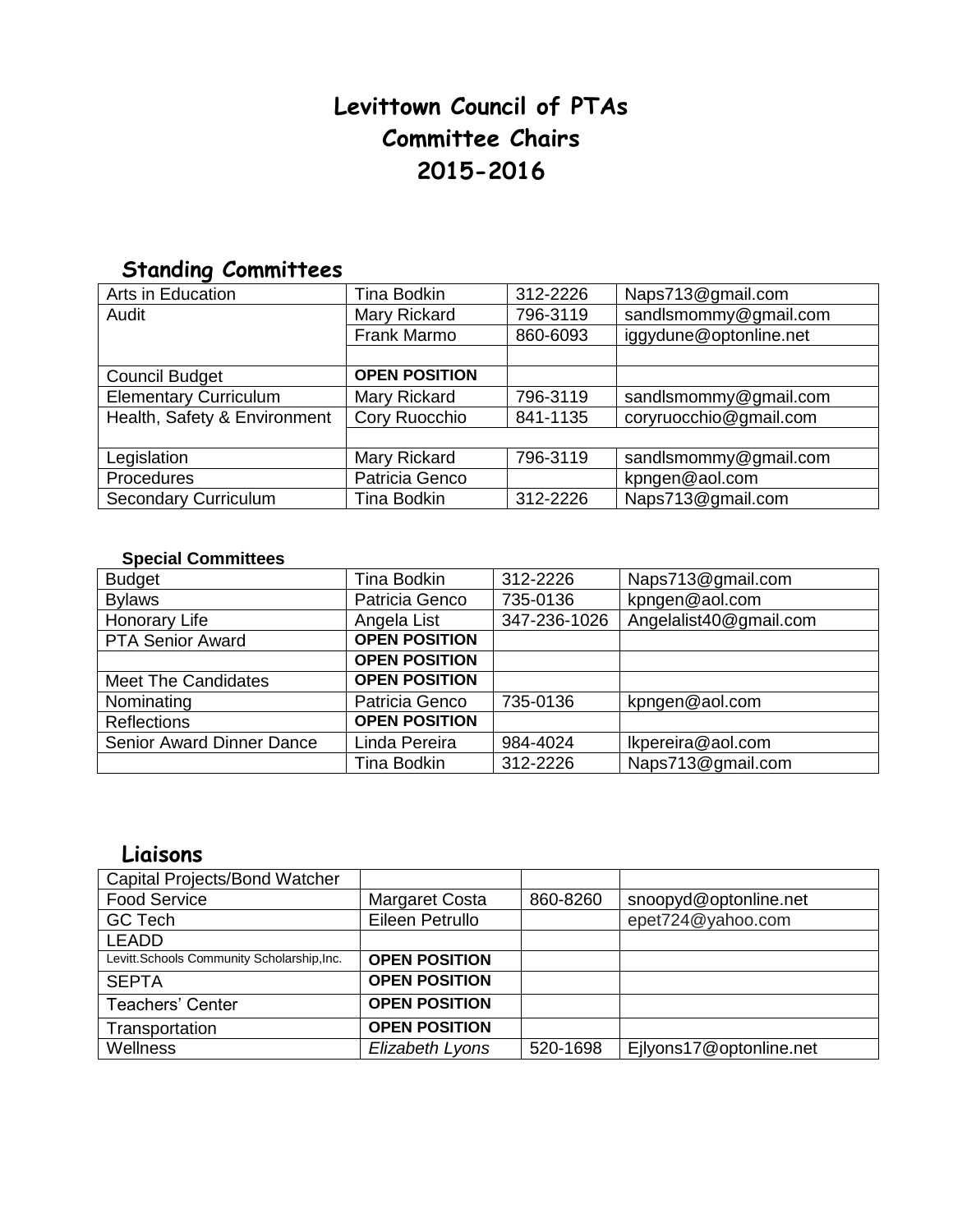# Levittown Council of PTAs
# Committee Chairs
# 2015-2016

## Standing Committees

| | | | |
|---|---|---|---|
| Arts in Education | Tina Bodkin | 312-2226 | Naps713@gmail.com |
| Audit | Mary Rickard | 796-3119 | sandlsmommy@gmail.com |
| | Frank Marmo | 860-6093 | iggydune@optonline.net |
| | | | |
| Council Budget | **OPEN POSITION** | | |
| Elementary Curriculum | Mary Rickard | 796-3119 | sandlsmommy@gmail.com |
| Health, Safety & Environment | Cory Ruocchio | 841-1135 | coryruocchio@gmail.com |
| | | | |
| Legislation | Mary Rickard | 796-3119 | sandlsmommy@gmail.com |
| Procedures | Patricia Genco | | kpngen@aol.com |
| Secondary Curriculum | Tina Bodkin | 312-2226 | Naps713@gmail.com |

**Special Committees**

| | | | |
|---|---|---|---|
| Budget | Tina Bodkin | 312-2226 | Naps713@gmail.com |
| Bylaws | Patricia Genco | 735-0136 | kpngen@aol.com |
| Honorary Life | Angela List | 347-236-1026 | Angelalist40@gmail.com |
| PTA Senior Award | **OPEN POSITION** | | |
| | **OPEN POSITION** | | |
| Meet The Candidates | **OPEN POSITION** | | |
| Nominating | Patricia Genco | 735-0136 | kpngen@aol.com |
| Reflections | **OPEN POSITION** | | |
| Senior Award Dinner Dance | Linda Pereira | 984-4024 | lkpereira@aol.com |
| | Tina Bodkin | 312-2226 | Naps713@gmail.com |

## Liaisons

| | | | |
|---|---|---|---|
| Capital Projects/Bond Watcher | | | |
| Food Service | Margaret Costa | 860-8260 | snoopyd@optonline.net |
| GC Tech | Eileen Petrullo | | epet724@yahoo.com |
| LEADD | | | |
| Levitt.Schools Community Scholarship,Inc. | **OPEN POSITION** | | |
| SEPTA | **OPEN POSITION** | | |
| Teachers' Center | **OPEN POSITION** | | |
| Transportation | **OPEN POSITION** | | |
| Wellness | *Elizabeth Lyons* | 520-1698 | Ejlyons17@optonline.net |